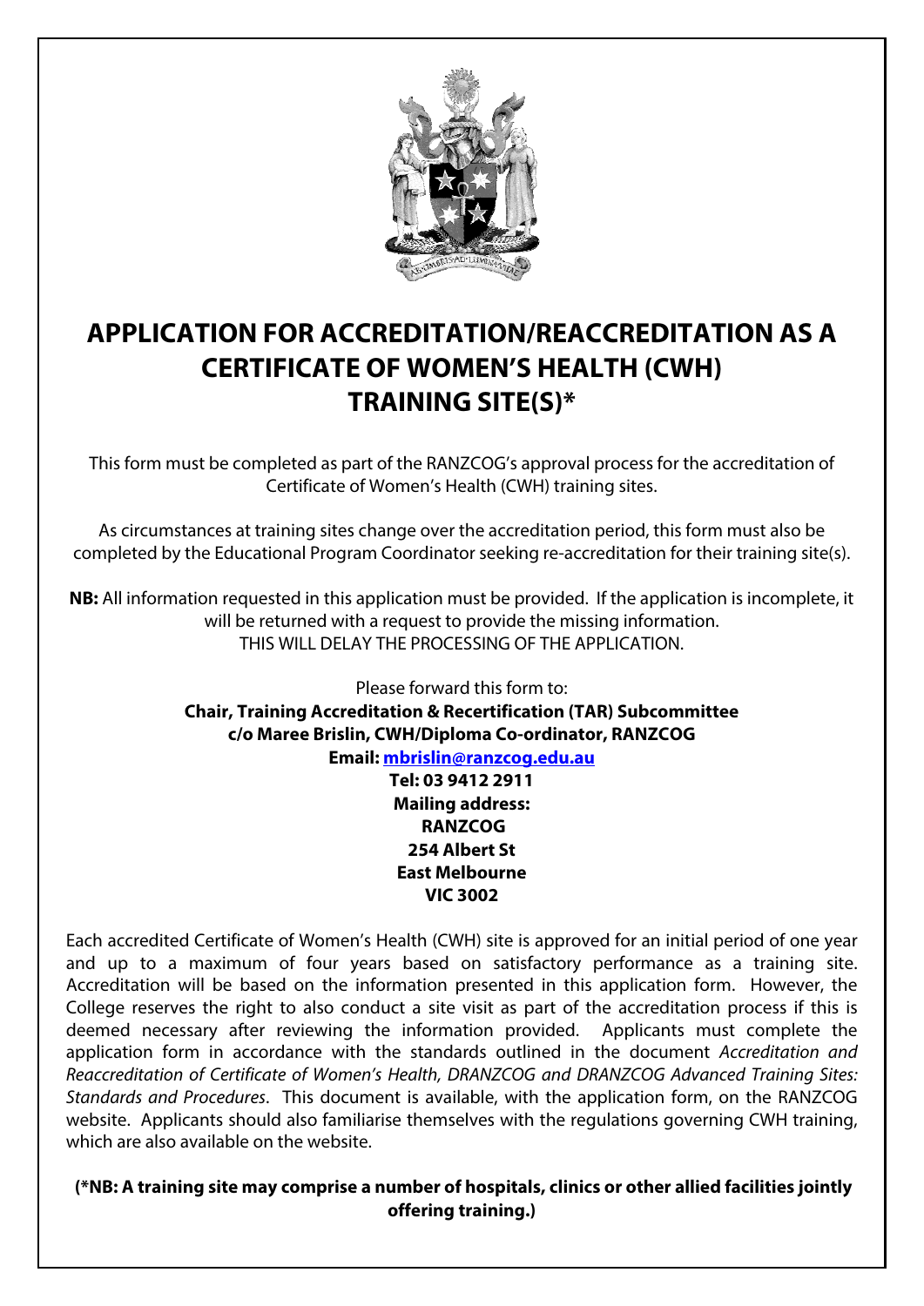# APPLICATION FOR ACCREDITATION/REACCREDITATION AS A CERTIFICATE OF WOMEN'S HEALTH (CWH) TRAINING SITE(S)*

This form must be completed as part of the RANZCOG's approval process for the accreditation of Certificate of Women's Health (CWH) training sites.

As circumstances at training sites change over the accreditation period, this form must also be completed by the Educational Program Coordinator seeking re-accreditation for their training site(s).

**NB:** All information requested in this application must be provided. If the application is incomplete, it will be returned with a request to provide the missing information. THIS WILL DELAY THE PROCESSING OF THE APPLICATION.

Please forward this form to:
**Chair, Training Accreditation & Recertification (TAR) Subcommittee**
**c/o Maree Brislin, CWH/Diploma Co-ordinator, RANZCOG**
**Email: mbrislin@ranzcog.edu.au**
**Tel: 03 9412 2911**
**Mailing address:**
**RANZCOG**
**254 Albert St**
**East Melbourne**
**VIC 3002**

Each accredited Certificate of Women's Health (CWH) site is approved for an initial period of one year and up to a maximum of four years based on satisfactory performance as a training site. Accreditation will be based on the information presented in this application form. However, the College reserves the right to also conduct a site visit as part of the accreditation process if this is deemed necessary after reviewing the information provided. Applicants must complete the application form in accordance with the standards outlined in the document *Accreditation and Reaccreditation of Certificate of Women's Health, DRANZCOG and DRANZCOG Advanced Training Sites: Standards and Procedures*. This document is available, with the application form, on the RANZCOG website. Applicants should also familiarise themselves with the regulations governing CWH training, which are also available on the website.

**(*NB: A training site may comprise a number of hospitals, clinics or other allied facilities jointly offering training.)**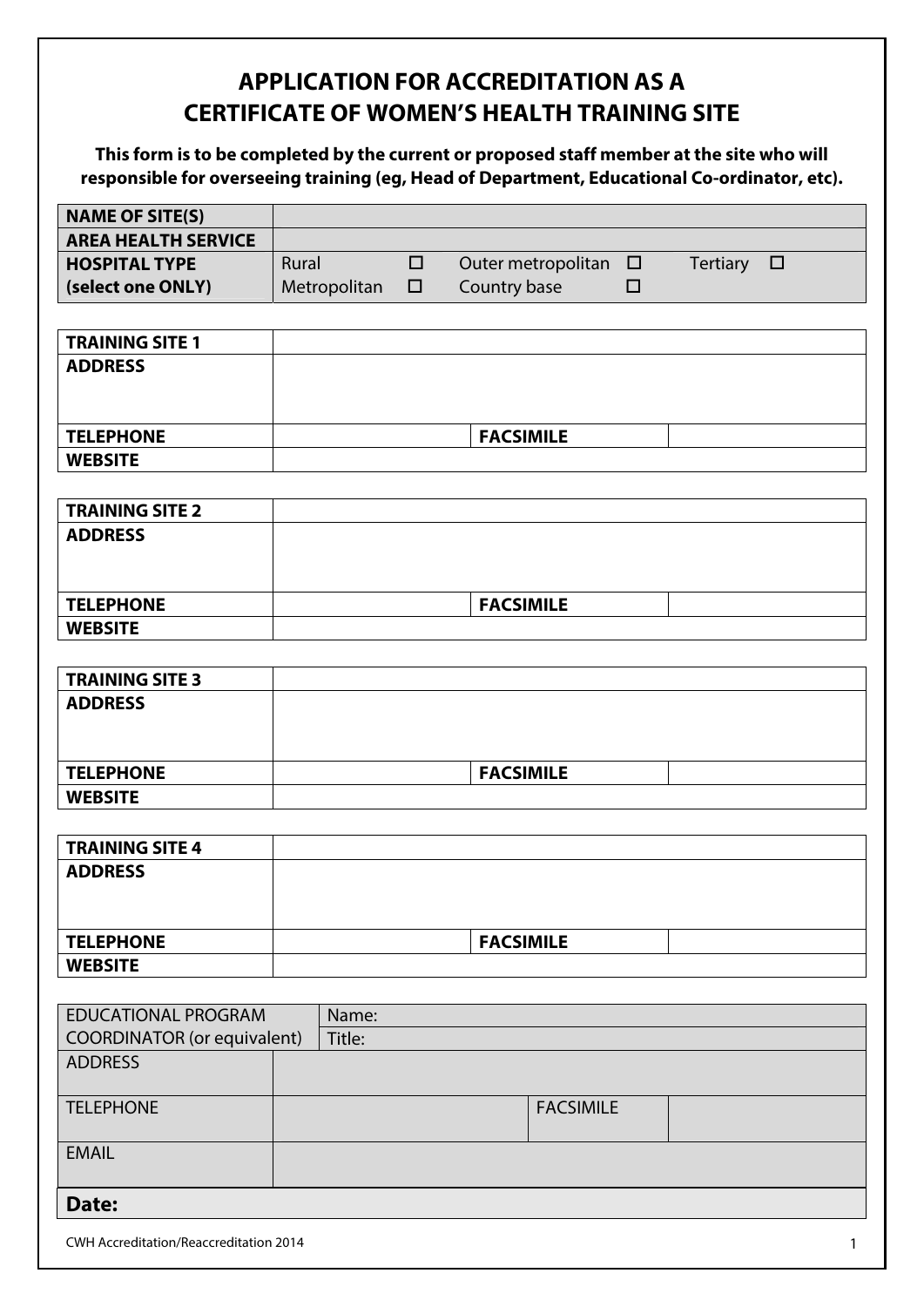# APPLICATION FOR ACCREDITATION AS A CERTIFICATE OF WOMEN'S HEALTH TRAINING SITE

**This form is to be completed by the current or proposed staff member at the site who will responsible for overseeing training (eg, Head of Department, Educational Co-ordinator, etc).**

| **NAME OF SITE(S)** | | | | | | |
|---|---|---|---|---|---|---|
| **AREA HEALTH SERVICE** | | | | | | |
| **HOSPITAL TYPE (select one ONLY)** | Rural ☐ | Outer metropolitan ☐ | Tertiary ☐ | | | |
| | Metropolitan ☐ | Country base ☐ | | | | |

| **TRAINING SITE 1** | | | |
|---|---|---|---|
| **ADDRESS** | | | |
| **TELEPHONE** | | **FACSIMILE** | |
| **WEBSITE** | | | |

| **TRAINING SITE 2** | | | |
|---|---|---|---|
| **ADDRESS** | | | |
| **TELEPHONE** | | **FACSIMILE** | |
| **WEBSITE** | | | |

| **TRAINING SITE 3** | | | |
|---|---|---|---|
| **ADDRESS** | | | |
| **TELEPHONE** | | **FACSIMILE** | |
| **WEBSITE** | | | |

| **TRAINING SITE 4** | | | |
|---|---|---|---|
| **ADDRESS** | | | |
| **TELEPHONE** | | **FACSIMILE** | |
| **WEBSITE** | | | |

| EDUCATIONAL PROGRAM COORDINATOR (or equivalent) | Name: | | |
|---|---|---|---|
| | Title: | | |
| ADDRESS | | | |
| TELEPHONE | | FACSIMILE | |
| EMAIL | | | |

**Date:**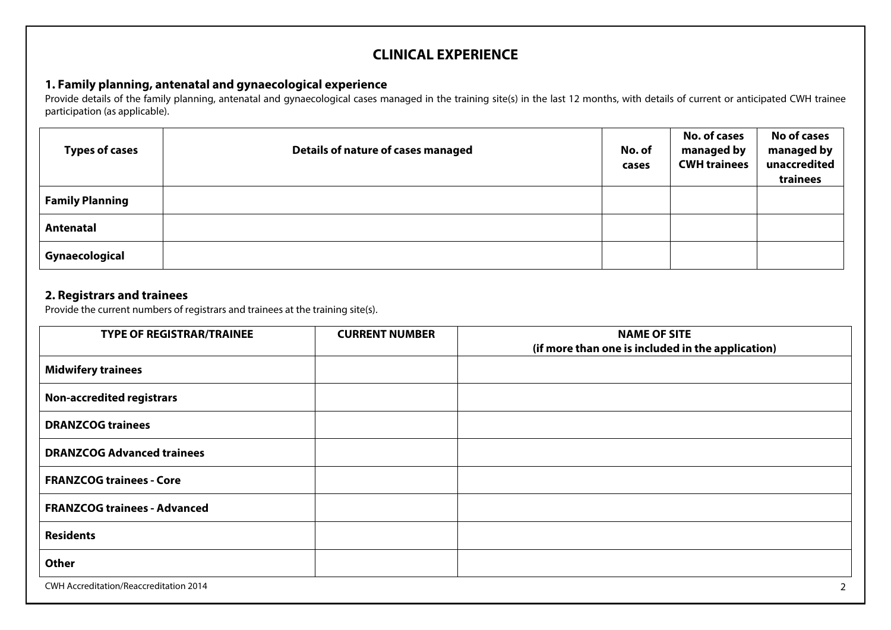# CLINICAL EXPERIENCE

## 1. Family planning, antenatal and gynaecological experience

Provide details of the family planning, antenatal and gynaecological cases managed in the training site(s) in the last 12 months, with details of current or anticipated CWH trainee participation (as applicable).

| Types of cases | Details of nature of cases managed | No. of cases | No. of cases managed by CWH trainees | No of cases managed by unaccredited trainees |
|---|---|---|---|---|
| **Family Planning** | | | | |
| **Antenatal** | | | | |
| **Gynaecological** | | | | |

## 2. Registrars and trainees

Provide the current numbers of registrars and trainees at the training site(s).

| TYPE OF REGISTRAR/TRAINEE | CURRENT NUMBER | NAME OF SITE (if more than one is included in the application) |
|---|---|---|
| **Midwifery trainees** | | |
| **Non-accredited registrars** | | |
| **DRANZCOG trainees** | | |
| **DRANZCOG Advanced trainees** | | |
| **FRANZCOG trainees - Core** | | |
| **FRANZCOG trainees - Advanced** | | |
| **Residents** | | |
| **Other** | | |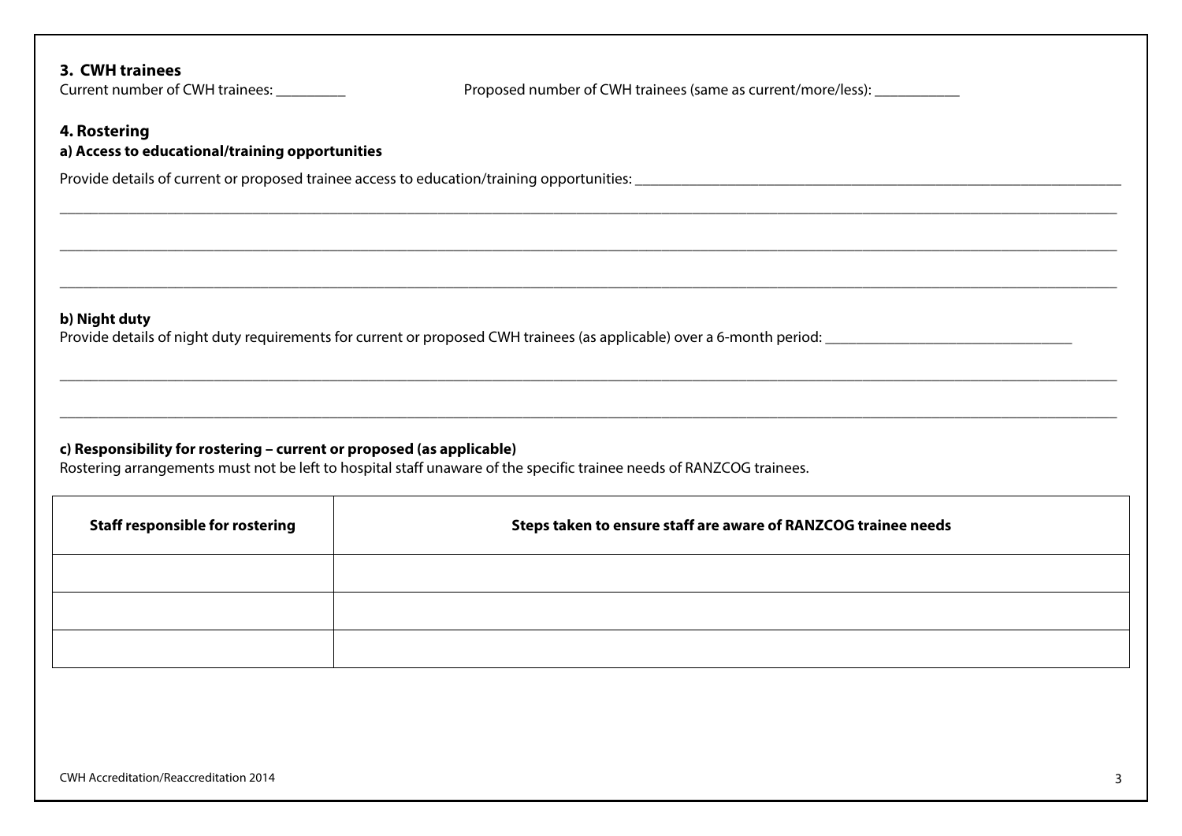### 3. CWH trainees

Current number of CWH trainees: _________ Proposed number of CWH trainees (same as current/more/less): ___________

### 4. Rostering

**a) Access to educational/training opportunities**

Provide details of current or proposed trainee access to education/training opportunities: ___________________________________________________________________

_____________________________________________________________________________________________________________

_____________________________________________________________________________________________________________

_____________________________________________________________________________________________________________

**b) Night duty**

Provide details of night duty requirements for current or proposed CWH trainees (as applicable) over a 6-month period: _________________________________

_____________________________________________________________________________________________________________

_____________________________________________________________________________________________________________

**c) Responsibility for rostering – current or proposed (as applicable)**

Rostering arrangements must not be left to hospital staff unaware of the specific trainee needs of RANZCOG trainees.

| Staff responsible for rostering | Steps taken to ensure staff are aware of RANZCOG trainee needs |
|---|---|
| | |
| | |
| | |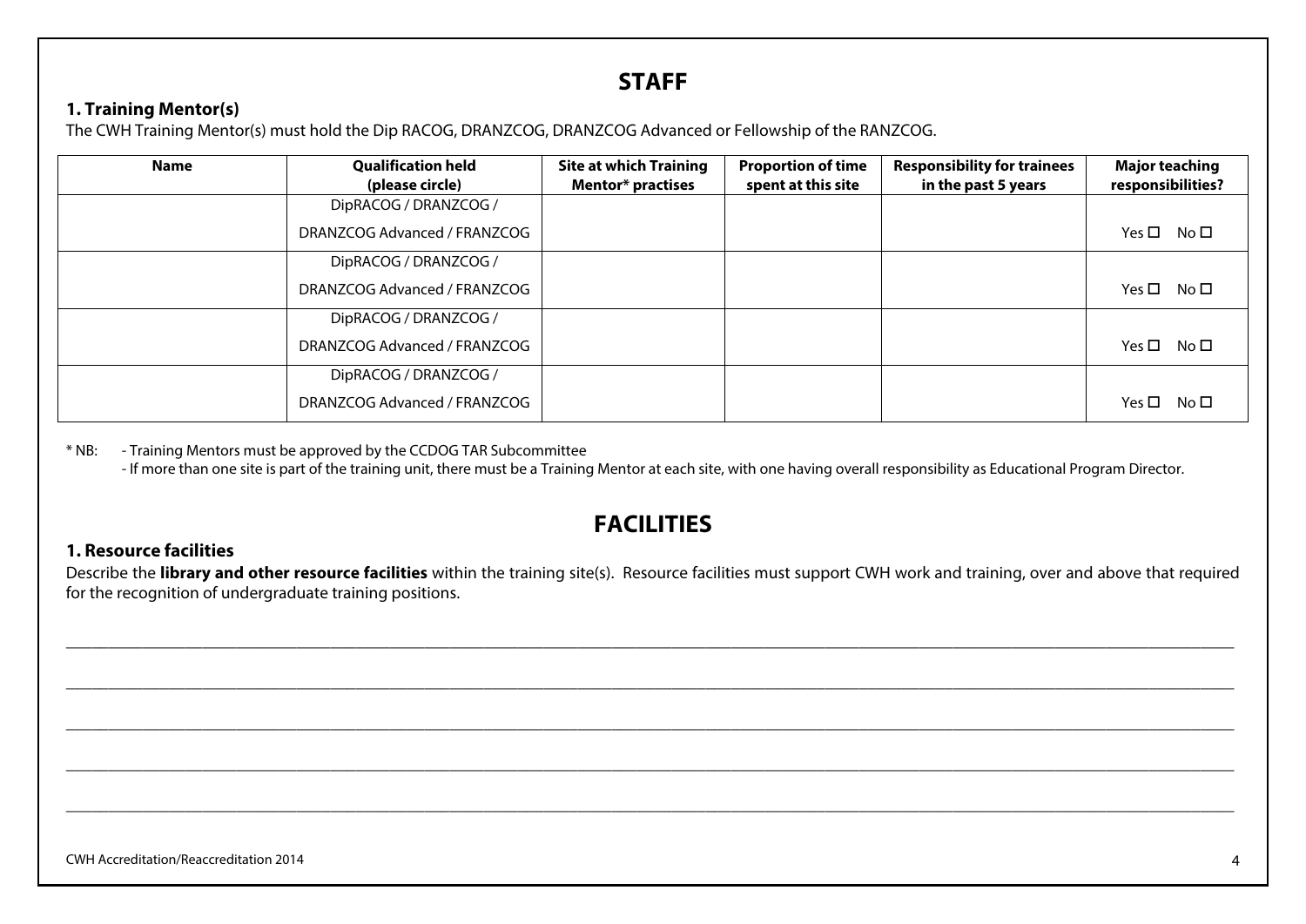## STAFF

### 1. Training Mentor(s)

The CWH Training Mentor(s) must hold the Dip RACOG, DRANZCOG, DRANZCOG Advanced or Fellowship of the RANZCOG.

| Name | Qualification held (please circle) | Site at which Training Mentor* practises | Proportion of time spent at this site | Responsibility for trainees in the past 5 years | Major teaching responsibilities? |
|---|---|---|---|---|---|
| | DipRACOG / DRANZCOG / DRANZCOG Advanced / FRANZCOG | | | | Yes ☐ No ☐ |
| | DipRACOG / DRANZCOG / DRANZCOG Advanced / FRANZCOG | | | | Yes ☐ No ☐ |
| | DipRACOG / DRANZCOG / DRANZCOG Advanced / FRANZCOG | | | | Yes ☐ No ☐ |
| | DipRACOG / DRANZCOG / DRANZCOG Advanced / FRANZCOG | | | | Yes ☐ No ☐ |

* NB: - Training Mentors must be approved by the CCDOG TAR Subcommittee
- If more than one site is part of the training unit, there must be a Training Mentor at each site, with one having overall responsibility as Educational Program Director.

## FACILITIES

### 1. Resource facilities

Describe the **library and other resource facilities** within the training site(s). Resource facilities must support CWH work and training, over and above that required for the recognition of undergraduate training positions.

______________________________________________________________________________

______________________________________________________________________________

______________________________________________________________________________

______________________________________________________________________________

______________________________________________________________________________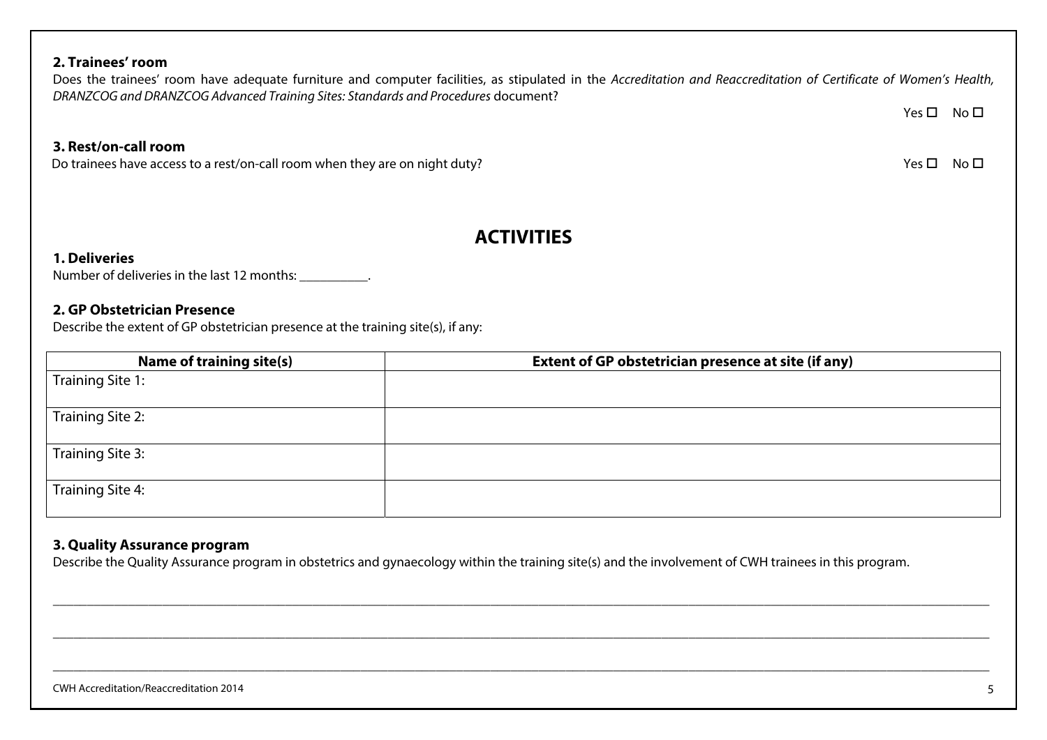**2. Trainees' room**

Does the trainees' room have adequate furniture and computer facilities, as stipulated in the *Accreditation and Reaccreditation of Certificate of Women's Health, DRANZCOG and DRANZCOG Advanced Training Sites: Standards and Procedures* document?

Yes ☐ No ☐

**3. Rest/on-call room**

Do trainees have access to a rest/on-call room when they are on night duty?

Yes ☐ No ☐

## ACTIVITIES

**1. Deliveries**

Number of deliveries in the last 12 months: __________.

**2. GP Obstetrician Presence**

Describe the extent of GP obstetrician presence at the training site(s), if any:

| Name of training site(s) | Extent of GP obstetrician presence at site (if any) |
|---|---|
| Training Site 1: | |
| Training Site 2: | |
| Training Site 3: | |
| Training Site 4: | |

**3. Quality Assurance program**

Describe the Quality Assurance program in obstetrics and gynaecology within the training site(s) and the involvement of CWH trainees in this program.

______________________________________________________________________________

______________________________________________________________________________

______________________________________________________________________________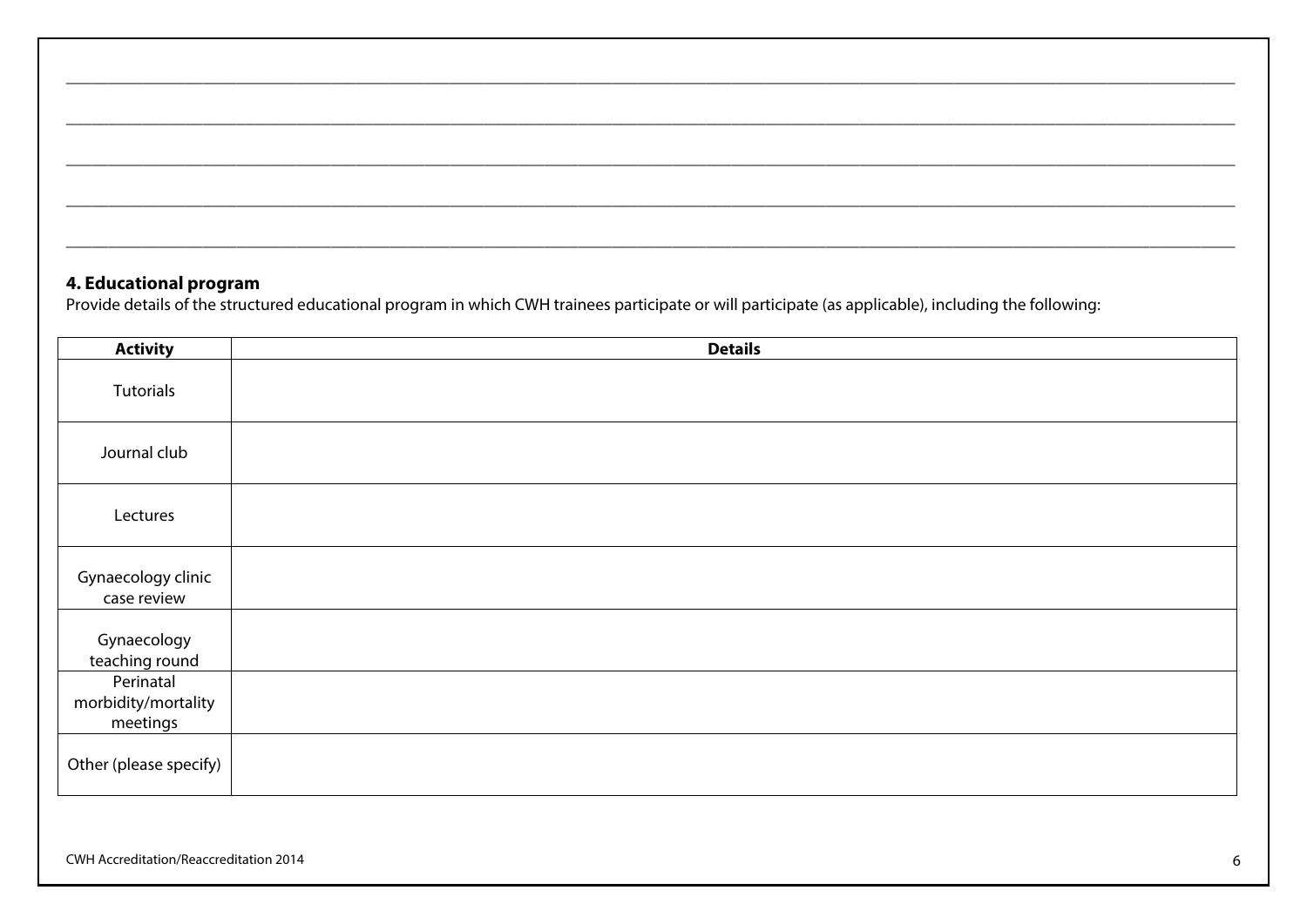\_\_\_\_\_\_\_\_\_\_\_\_\_\_\_\_\_\_\_\_\_\_\_\_\_\_\_\_\_\_\_\_\_\_\_\_\_\_\_\_\_\_\_\_\_\_\_\_\_\_\_\_\_\_\_\_\_\_\_\_\_\_\_\_\_\_\_\_\_\_\_\_\_\_\_\_\_\_

\_\_\_\_\_\_\_\_\_\_\_\_\_\_\_\_\_\_\_\_\_\_\_\_\_\_\_\_\_\_\_\_\_\_\_\_\_\_\_\_\_\_\_\_\_\_\_\_\_\_\_\_\_\_\_\_\_\_\_\_\_\_\_\_\_\_\_\_\_\_\_\_\_\_\_\_\_\_

\_\_\_\_\_\_\_\_\_\_\_\_\_\_\_\_\_\_\_\_\_\_\_\_\_\_\_\_\_\_\_\_\_\_\_\_\_\_\_\_\_\_\_\_\_\_\_\_\_\_\_\_\_\_\_\_\_\_\_\_\_\_\_\_\_\_\_\_\_\_\_\_\_\_\_\_\_\_

\_\_\_\_\_\_\_\_\_\_\_\_\_\_\_\_\_\_\_\_\_\_\_\_\_\_\_\_\_\_\_\_\_\_\_\_\_\_\_\_\_\_\_\_\_\_\_\_\_\_\_\_\_\_\_\_\_\_\_\_\_\_\_\_\_\_\_\_\_\_\_\_\_\_\_\_\_\_

\_\_\_\_\_\_\_\_\_\_\_\_\_\_\_\_\_\_\_\_\_\_\_\_\_\_\_\_\_\_\_\_\_\_\_\_\_\_\_\_\_\_\_\_\_\_\_\_\_\_\_\_\_\_\_\_\_\_\_\_\_\_\_\_\_\_\_\_\_\_\_\_\_\_\_\_\_\_

## 4. Educational program

Provide details of the structured educational program in which CWH trainees participate or will participate (as applicable), including the following:

| Activity | Details |
|---|---|
| Tutorials | |
| Journal club | |
| Lectures | |
| Gynaecology clinic case review | |
| Gynaecology teaching round | |
| Perinatal morbidity/mortality meetings | |
| Other (please specify) | |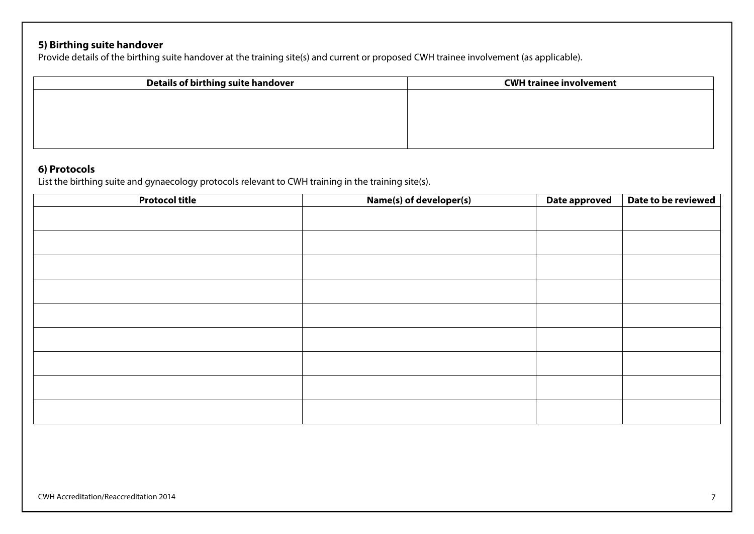### 5) Birthing suite handover

Provide details of the birthing suite handover at the training site(s) and current or proposed CWH trainee involvement (as applicable).

| Details of birthing suite handover | CWH trainee involvement |
| --- | --- |
| | |

### 6) Protocols

List the birthing suite and gynaecology protocols relevant to CWH training in the training site(s).

| Protocol title | Name(s) of developer(s) | Date approved | Date to be reviewed |
| --- | --- | --- | --- |
| | | | |
| | | | |
| | | | |
| | | | |
| | | | |
| | | | |
| | | | |
| | | | |
| | | | |